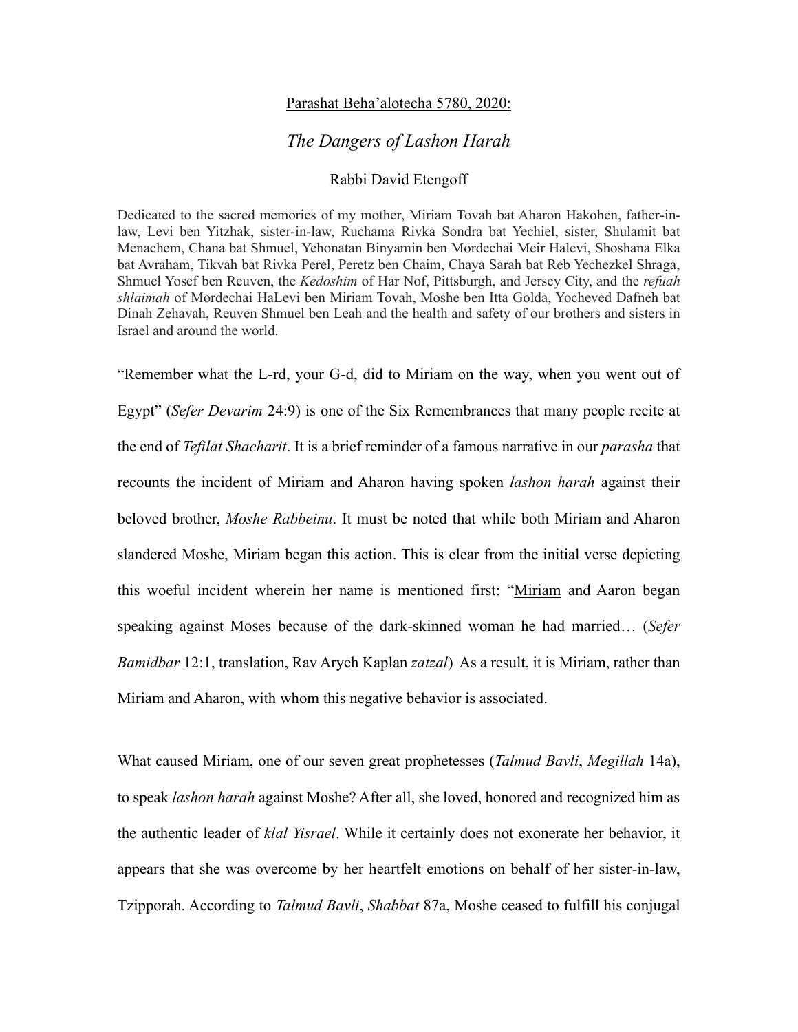<u>Parashat Beha'alotecha 5780, 2020:</u>

# *The Dangers of Lashon Harah*

Rabbi David Etengoff

Dedicated to the sacred memories of my mother, Miriam Tovah bat Aharon Hakohen, father-in-law, Levi ben Yitzhak, sister-in-law, Ruchama Rivka Sondra bat Yechiel, sister, Shulamit bat Menachem, Chana bat Shmuel, Yehonatan Binyamin ben Mordechai Meir Halevi, Shoshana Elka bat Avraham, Tikvah bat Rivka Perel, Peretz ben Chaim, Chaya Sarah bat Reb Yechezkel Shraga, Shmuel Yosef ben Reuven, the *Kedoshim* of Har Nof, Pittsburgh, and Jersey City, and the *refuah shlaimah* of Mordechai HaLevi ben Miriam Tovah, Moshe ben Itta Golda, Yocheved Dafneh bat Dinah Zehavah, Reuven Shmuel ben Leah and the health and safety of our brothers and sisters in Israel and around the world.

"Remember what the L-rd, your G-d, did to Miriam on the way, when you went out of Egypt" (*Sefer Devarim* 24:9) is one of the Six Remembrances that many people recite at the end of *Tefilat Shacharit*. It is a brief reminder of a famous narrative in our *parasha* that recounts the incident of Miriam and Aharon having spoken *lashon harah* against their beloved brother, *Moshe Rabbeinu*. It must be noted that while both Miriam and Aharon slandered Moshe, Miriam began this action. This is clear from the initial verse depicting this woeful incident wherein her name is mentioned first: "<u>Miriam</u> and Aaron began speaking against Moses because of the dark-skinned woman he had married… (*Sefer Bamidbar* 12:1, translation, Rav Aryeh Kaplan *zatzal*) As a result, it is Miriam, rather than Miriam and Aharon, with whom this negative behavior is associated.

What caused Miriam, one of our seven great prophetesses (*Talmud Bavli*, *Megillah* 14a), to speak *lashon harah* against Moshe? After all, she loved, honored and recognized him as the authentic leader of *klal Yisrael*. While it certainly does not exonerate her behavior, it appears that she was overcome by her heartfelt emotions on behalf of her sister-in-law, Tzipporah. According to *Talmud Bavli*, *Shabbat* 87a, Moshe ceased to fulfill his conjugal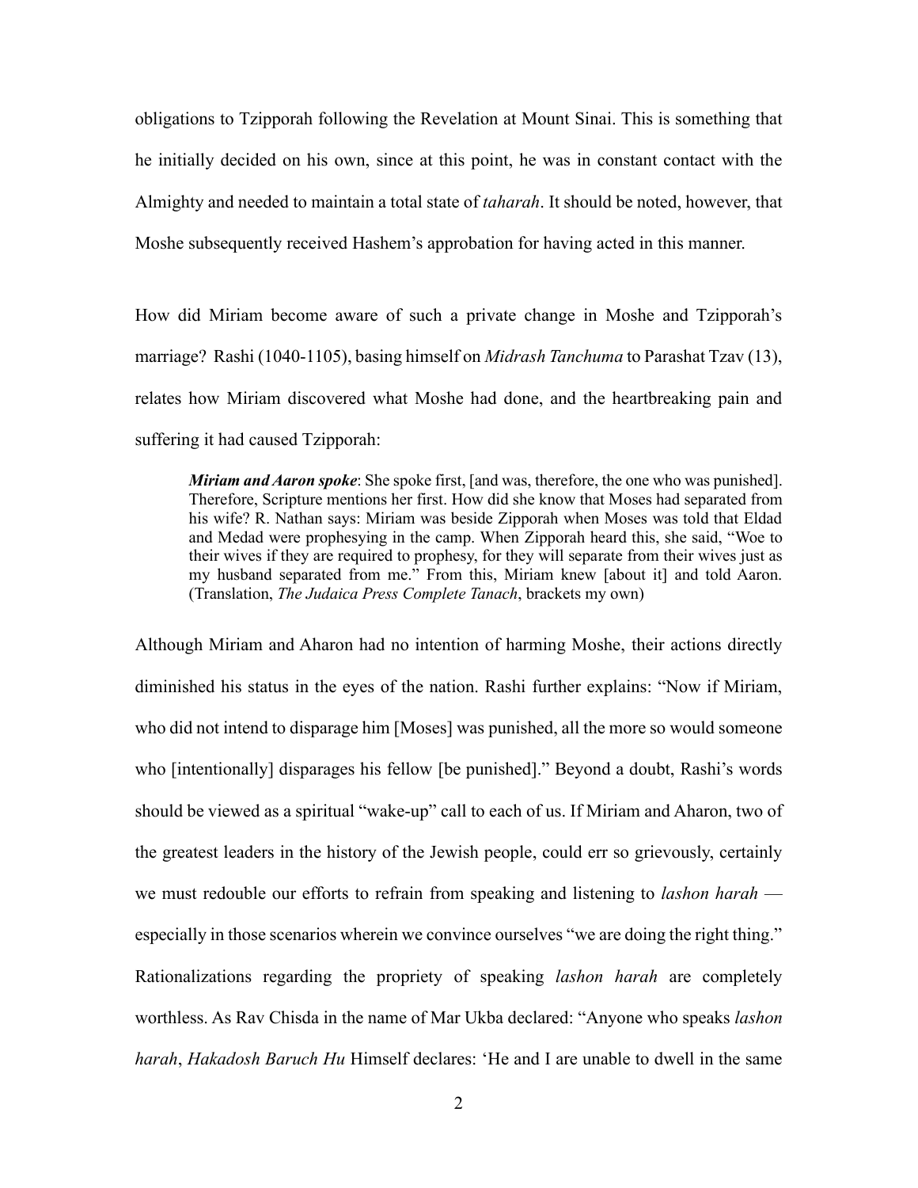obligations to Tzipporah following the Revelation at Mount Sinai. This is something that he initially decided on his own, since at this point, he was in constant contact with the Almighty and needed to maintain a total state of *taharah*. It should be noted, however, that Moshe subsequently received Hashem's approbation for having acted in this manner.

How did Miriam become aware of such a private change in Moshe and Tzipporah's marriage? Rashi (1040-1105), basing himself on *Midrash Tanchuma* to Parashat Tzav (13), relates how Miriam discovered what Moshe had done, and the heartbreaking pain and suffering it had caused Tzipporah:

> ***Miriam and Aaron spoke***: She spoke first, [and was, therefore, the one who was punished]. Therefore, Scripture mentions her first. How did she know that Moses had separated from his wife? R. Nathan says: Miriam was beside Zipporah when Moses was told that Eldad and Medad were prophesying in the camp. When Zipporah heard this, she said, "Woe to their wives if they are required to prophesy, for they will separate from their wives just as my husband separated from me." From this, Miriam knew [about it] and told Aaron. (Translation, *The Judaica Press Complete Tanach*, brackets my own)

Although Miriam and Aharon had no intention of harming Moshe, their actions directly diminished his status in the eyes of the nation. Rashi further explains: "Now if Miriam, who did not intend to disparage him [Moses] was punished, all the more so would someone who [intentionally] disparages his fellow [be punished]." Beyond a doubt, Rashi's words should be viewed as a spiritual "wake-up" call to each of us. If Miriam and Aharon, two of the greatest leaders in the history of the Jewish people, could err so grievously, certainly we must redouble our efforts to refrain from speaking and listening to *lashon harah* — especially in those scenarios wherein we convince ourselves "we are doing the right thing." Rationalizations regarding the propriety of speaking *lashon harah* are completely worthless. As Rav Chisda in the name of Mar Ukba declared: "Anyone who speaks *lashon harah*, *Hakadosh Baruch Hu* Himself declares: 'He and I are unable to dwell in the same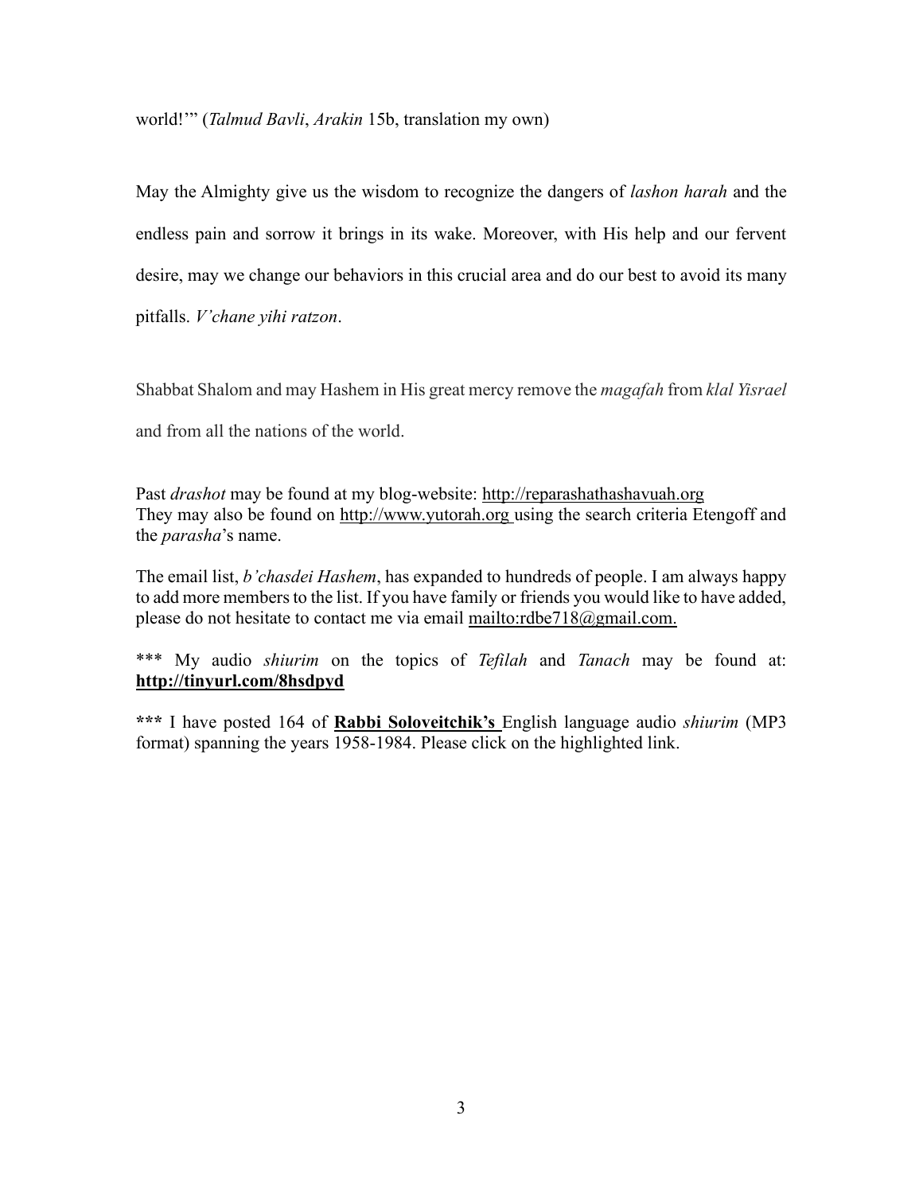world!'" (*Talmud Bavli*, *Arakin* 15b, translation my own)

May the Almighty give us the wisdom to recognize the dangers of *lashon harah* and the endless pain and sorrow it brings in its wake. Moreover, with His help and our fervent desire, may we change our behaviors in this crucial area and do our best to avoid its many pitfalls. *V'chane yihi ratzon*.

Shabbat Shalom and may Hashem in His great mercy remove the *magafah* from *klal Yisrael* and from all the nations of the world.

Past *drashot* may be found at my blog-website: http://reparashathashavuah.org
They may also be found on http://www.yutorah.org using the search criteria Etengoff and the *parasha*'s name.

The email list, *b'chasdei Hashem*, has expanded to hundreds of people. I am always happy to add more members to the list. If you have family or friends you would like to have added, please do not hesitate to contact me via email mailto:rdbe718@gmail.com.

*** My audio *shiurim* on the topics of *Tefilah* and *Tanach* may be found at: **http://tinyurl.com/8hsdpyd**

*** I have posted 164 of **Rabbi Soloveitchik's** English language audio *shiurim* (MP3 format) spanning the years 1958-1984. Please click on the highlighted link.